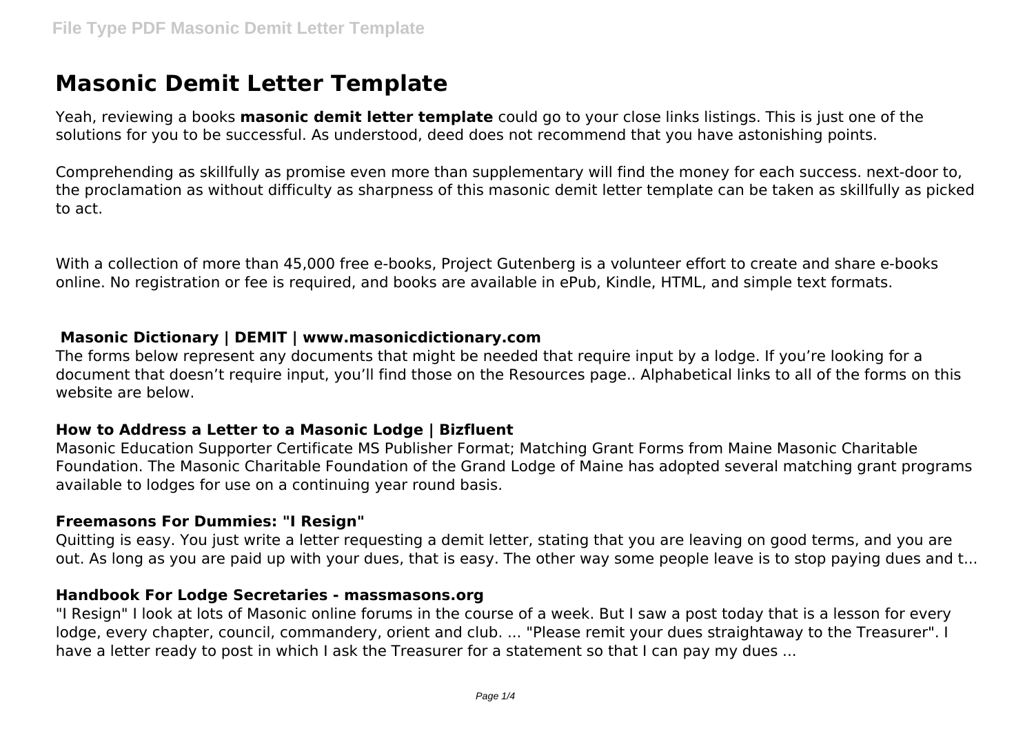# Masonic Demit Letter Template

Yeah, reviewing a books **masonic demit letter template** could go to your close links listings. This is just one of the solutions for you to be successful. As understood, deed does not recommend that you have astonishing points.

Comprehending as skillfully as promise even more than supplementary will find the money for each success. next-door to, the proclamation as without difficulty as sharpness of this masonic demit letter template can be taken as skillfully as picked to act.

With a collection of more than 45,000 free e-books, Project Gutenberg is a volunteer effort to create and share e-books online. No registration or fee is required, and books are available in ePub, Kindle, HTML, and simple text formats.

### Masonic Dictionary | DEMIT | www.masonicdictionary.com

The forms below represent any documents that might be needed that require input by a lodge. If you're looking for a document that doesn't require input, you'll find those on the Resources page.. Alphabetical links to all of the forms on this website are below.

### How to Address a Letter to a Masonic Lodge | Bizfluent

Masonic Education Supporter Certificate MS Publisher Format; Matching Grant Forms from Maine Masonic Charitable Foundation. The Masonic Charitable Foundation of the Grand Lodge of Maine has adopted several matching grant programs available to lodges for use on a continuing year round basis.

### Freemasons For Dummies: "I Resign"

Quitting is easy. You just write a letter requesting a demit letter, stating that you are leaving on good terms, and you are out. As long as you are paid up with your dues, that is easy. The other way some people leave is to stop paying dues and t...

### Handbook For Lodge Secretaries - massmasons.org

"I Resign" I look at lots of Masonic online forums in the course of a week. But I saw a post today that is a lesson for every lodge, every chapter, council, commandery, orient and club. ... "Please remit your dues straightaway to the Treasurer". I have a letter ready to post in which I ask the Treasurer for a statement so that I can pay my dues ...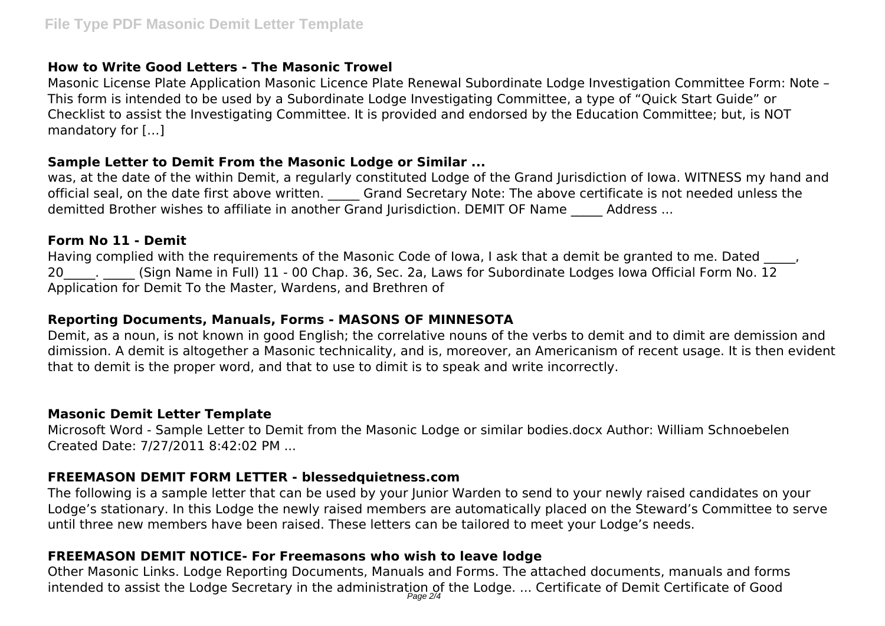### How to Write Good Letters - The Masonic Trowel

Masonic License Plate Application Masonic Licence Plate Renewal Subordinate Lodge Investigation Committee Form: Note – This form is intended to be used by a Subordinate Lodge Investigating Committee, a type of "Quick Start Guide" or Checklist to assist the Investigating Committee. It is provided and endorsed by the Education Committee; but, is NOT mandatory for […]

### Sample Letter to Demit From the Masonic Lodge or Similar ...

was, at the date of the within Demit, a regularly constituted Lodge of the Grand Jurisdiction of Iowa. WITNESS my hand and official seal, on the date first above written. _____ Grand Secretary Note: The above certificate is not needed unless the demitted Brother wishes to affiliate in another Grand Jurisdiction. DEMIT OF Name _____ Address ...

### Form No 11 - Demit

Having complied with the requirements of the Masonic Code of Iowa, I ask that a demit be granted to me. Dated _____, 20_____. _____ (Sign Name in Full) 11 - 00 Chap. 36, Sec. 2a, Laws for Subordinate Lodges Iowa Official Form No. 12 Application for Demit To the Master, Wardens, and Brethren of

### Reporting Documents, Manuals, Forms - MASONS OF MINNESOTA

Demit, as a noun, is not known in good English; the correlative nouns of the verbs to demit and to dimit are demission and dimission. A demit is altogether a Masonic technicality, and is, moreover, an Americanism of recent usage. It is then evident that to demit is the proper word, and that to use to dimit is to speak and write incorrectly.

### Masonic Demit Letter Template

Microsoft Word - Sample Letter to Demit from the Masonic Lodge or similar bodies.docx Author: William Schnoebelen Created Date: 7/27/2011 8:42:02 PM ...

### FREEMASON DEMIT FORM LETTER - blessedquietness.com

The following is a sample letter that can be used by your Junior Warden to send to your newly raised candidates on your Lodge's stationary. In this Lodge the newly raised members are automatically placed on the Steward's Committee to serve until three new members have been raised. These letters can be tailored to meet your Lodge's needs.

### FREEMASON DEMIT NOTICE- For Freemasons who wish to leave lodge

Other Masonic Links. Lodge Reporting Documents, Manuals and Forms. The attached documents, manuals and forms intended to assist the Lodge Secretary in the administration of the Lodge. ... Certificate of Demit Certificate of Good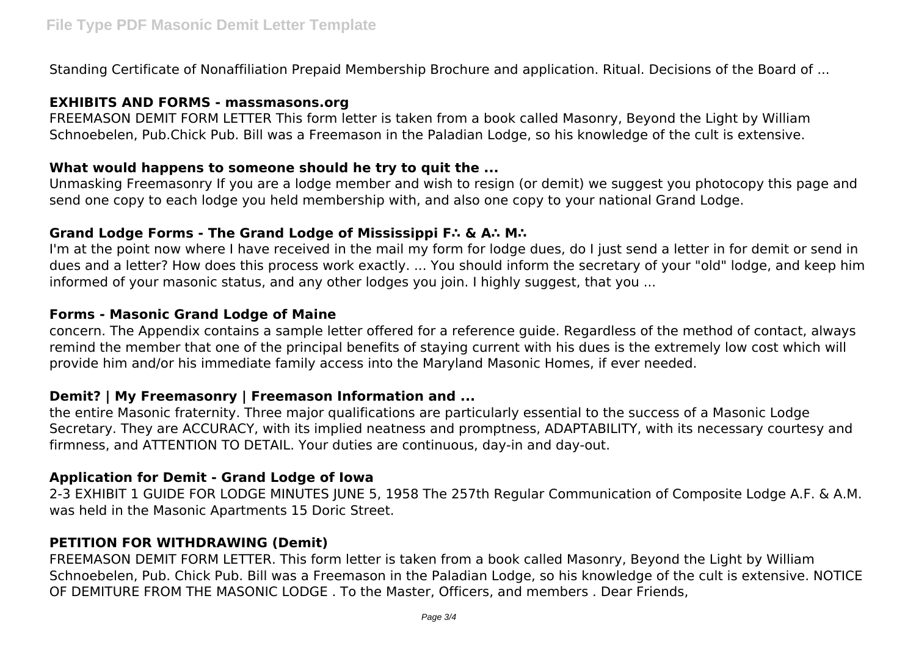Standing Certificate of Nonaffiliation Prepaid Membership Brochure and application. Ritual. Decisions of the Board of ...

### EXHIBITS AND FORMS - massmasons.org

FREEMASON DEMIT FORM LETTER This form letter is taken from a book called Masonry, Beyond the Light by William Schnoebelen, Pub.Chick Pub. Bill was a Freemason in the Paladian Lodge, so his knowledge of the cult is extensive.

### What would happens to someone should he try to quit the ...

Unmasking Freemasonry If you are a lodge member and wish to resign (or demit) we suggest you photocopy this page and send one copy to each lodge you held membership with, and also one copy to your national Grand Lodge.

### Grand Lodge Forms - The Grand Lodge of Mississippi F∴ & A∴ M∴

I'm at the point now where I have received in the mail my form for lodge dues, do I just send a letter in for demit or send in dues and a letter? How does this process work exactly. ... You should inform the secretary of your "old" lodge, and keep him informed of your masonic status, and any other lodges you join. I highly suggest, that you ...

### Forms - Masonic Grand Lodge of Maine

concern. The Appendix contains a sample letter offered for a reference guide. Regardless of the method of contact, always remind the member that one of the principal benefits of staying current with his dues is the extremely low cost which will provide him and/or his immediate family access into the Maryland Masonic Homes, if ever needed.

### Demit? | My Freemasonry | Freemason Information and ...

the entire Masonic fraternity. Three major qualifications are particularly essential to the success of a Masonic Lodge Secretary. They are ACCURACY, with its implied neatness and promptness, ADAPTABILITY, with its necessary courtesy and firmness, and ATTENTION TO DETAIL. Your duties are continuous, day-in and day-out.

### Application for Demit - Grand Lodge of Iowa

2-3 EXHIBIT 1 GUIDE FOR LODGE MINUTES JUNE 5, 1958 The 257th Regular Communication of Composite Lodge A.F. & A.M. was held in the Masonic Apartments 15 Doric Street.

### PETITION FOR WITHDRAWING (Demit)

FREEMASON DEMIT FORM LETTER. This form letter is taken from a book called Masonry, Beyond the Light by William Schnoebelen, Pub. Chick Pub. Bill was a Freemason in the Paladian Lodge, so his knowledge of the cult is extensive. NOTICE OF DEMITURE FROM THE MASONIC LODGE . To the Master, Officers, and members . Dear Friends,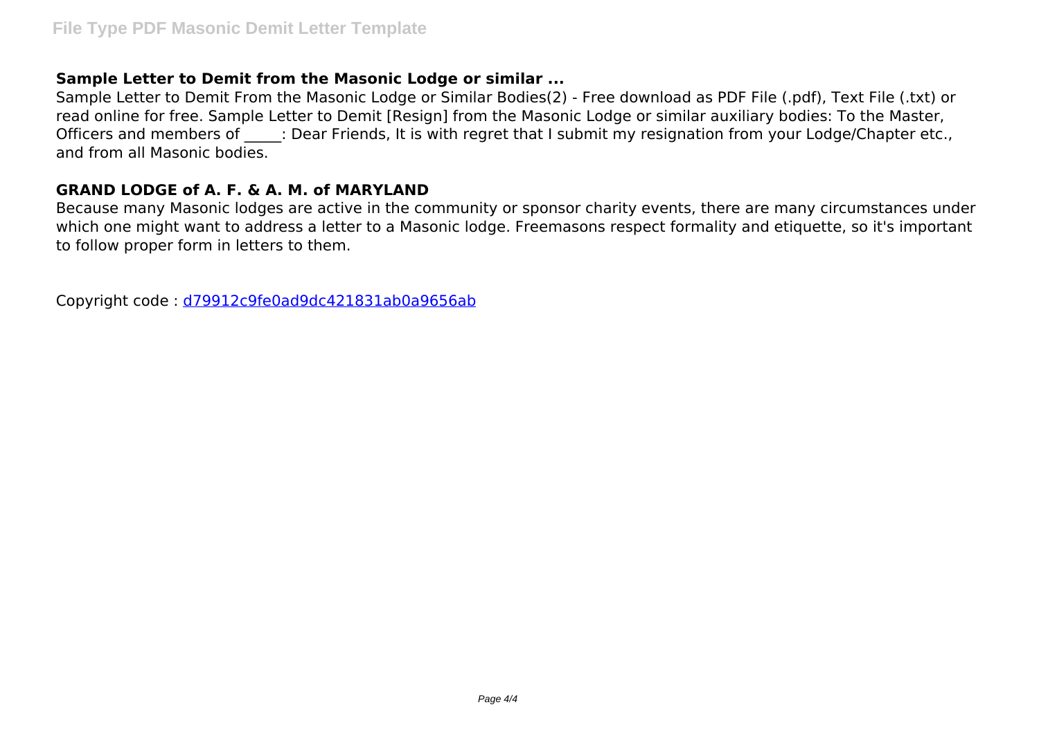**Sample Letter to Demit from the Masonic Lodge or similar ...**

Sample Letter to Demit From the Masonic Lodge or Similar Bodies(2) - Free download as PDF File (.pdf), Text File (.txt) or read online for free. Sample Letter to Demit [Resign] from the Masonic Lodge or similar auxiliary bodies: To the Master, Officers and members of _____: Dear Friends, It is with regret that I submit my resignation from your Lodge/Chapter etc., and from all Masonic bodies.

**GRAND LODGE of A. F. & A. M. of MARYLAND**

Because many Masonic lodges are active in the community or sponsor charity events, there are many circumstances under which one might want to address a letter to a Masonic lodge. Freemasons respect formality and etiquette, so it's important to follow proper form in letters to them.

Copyright code : d79912c9fe0ad9dc421831ab0a9656ab